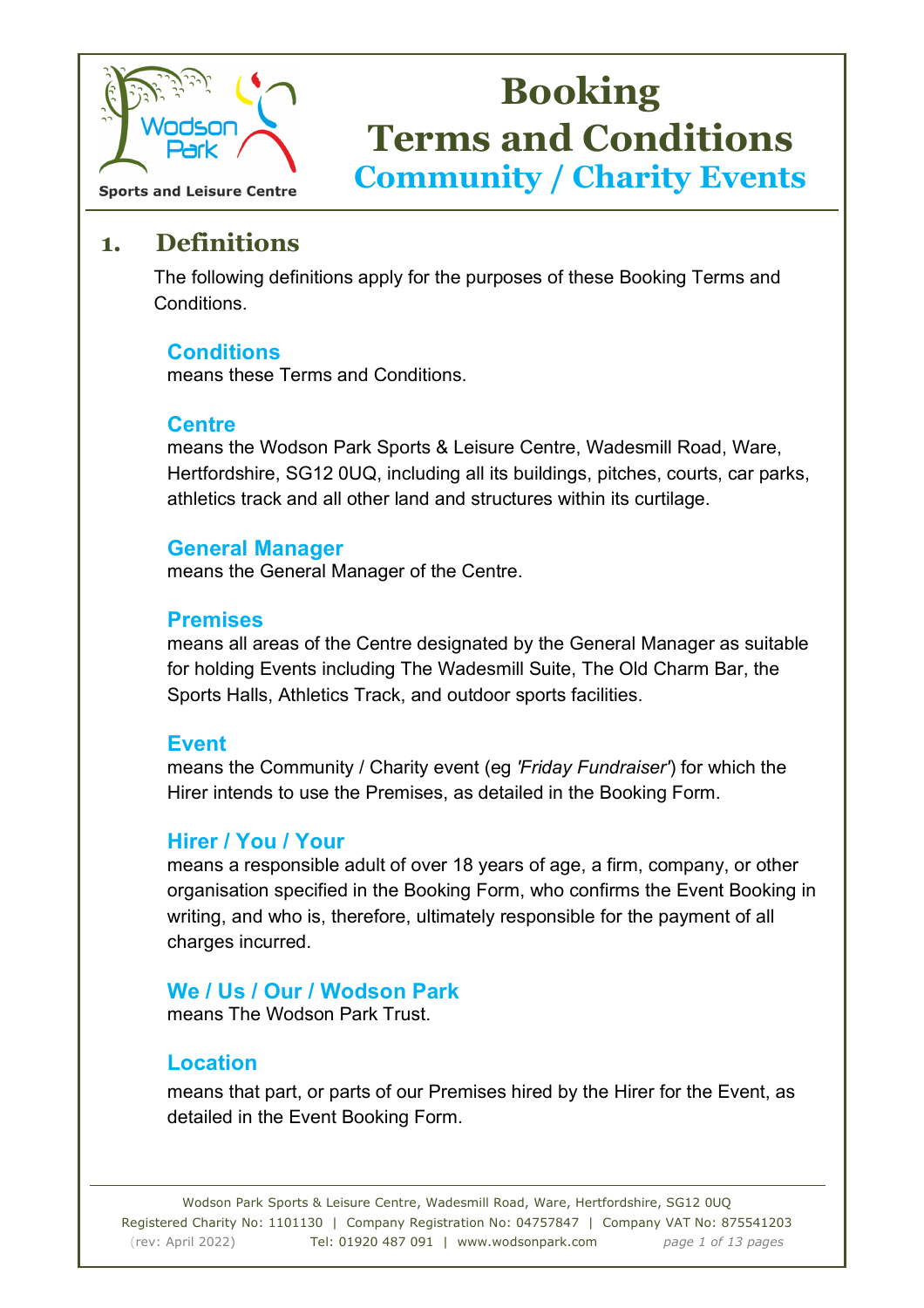Sports and Leisure Centre

# Booking Terms and Conditions

## Community / Charity Events

## 1. Definitions

The following definitions apply for the purposes of these Booking Terms and Conditions.

### Conditions

means these Terms and Conditions.

### Centre

means the Wodson Park Sports & Leisure Centre, Wadesmill Road, Ware, Hertfordshire, SG12 0UQ, including all its buildings, pitches, courts, car parks, athletics track and all other land and structures within its curtilage.

### General Manager

means the General Manager of the Centre.

### Premises

means all areas of the Centre designated by the General Manager as suitable for holding Events including The Wadesmill Suite, The Old Charm Bar, the Sports Halls, Athletics Track, and outdoor sports facilities.

### Event

means the Community / Charity event (eg *'Friday Fundraiser'*) for which the Hirer intends to use the Premises, as detailed in the Booking Form.

### Hirer / You / Your

means a responsible adult of over 18 years of age, a firm, company, or other organisation specified in the Booking Form, who confirms the Event Booking in writing, and who is, therefore, ultimately responsible for the payment of all charges incurred.

### We / Us / Our / Wodson Park

means The Wodson Park Trust.

### Location

means that part, or parts of our Premises hired by the Hirer for the Event, as detailed in the Event Booking Form.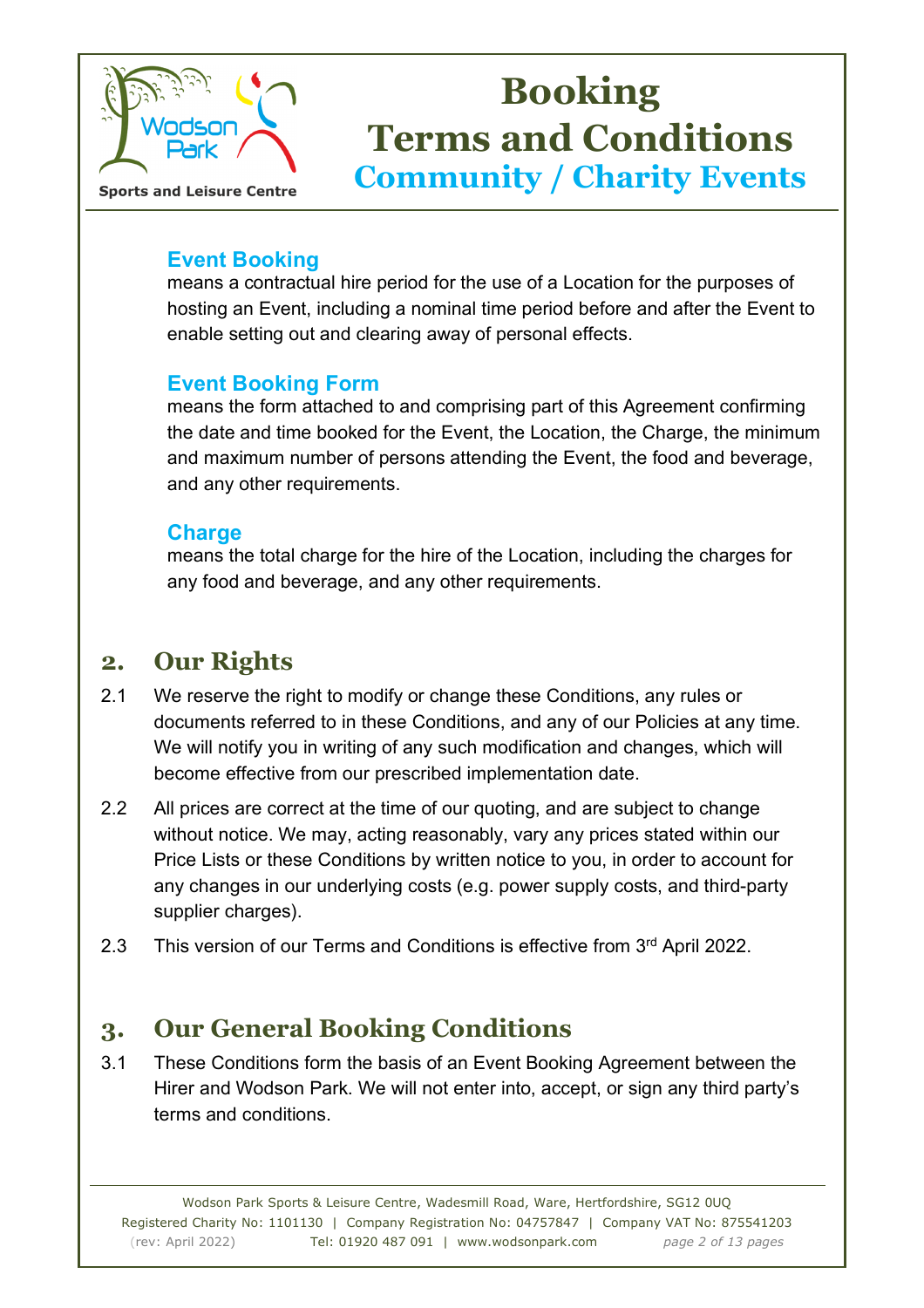### Event Booking

means a contractual hire period for the use of a Location for the purposes of hosting an Event, including a nominal time period before and after the Event to enable setting out and clearing away of personal effects.

### Event Booking Form

means the form attached to and comprising part of this Agreement confirming the date and time booked for the Event, the Location, the Charge, the minimum and maximum number of persons attending the Event, the food and beverage, and any other requirements.

### Charge

means the total charge for the hire of the Location, including the charges for any food and beverage, and any other requirements.

## 2. Our Rights

2.1 We reserve the right to modify or change these Conditions, any rules or documents referred to in these Conditions, and any of our Policies at any time. We will notify you in writing of any such modification and changes, which will become effective from our prescribed implementation date.

2.2 All prices are correct at the time of our quoting, and are subject to change without notice. We may, acting reasonably, vary any prices stated within our Price Lists or these Conditions by written notice to you, in order to account for any changes in our underlying costs (e.g. power supply costs, and third-party supplier charges).

2.3 This version of our Terms and Conditions is effective from 3rd April 2022.

## 3. Our General Booking Conditions

3.1 These Conditions form the basis of an Event Booking Agreement between the Hirer and Wodson Park. We will not enter into, accept, or sign any third party's terms and conditions.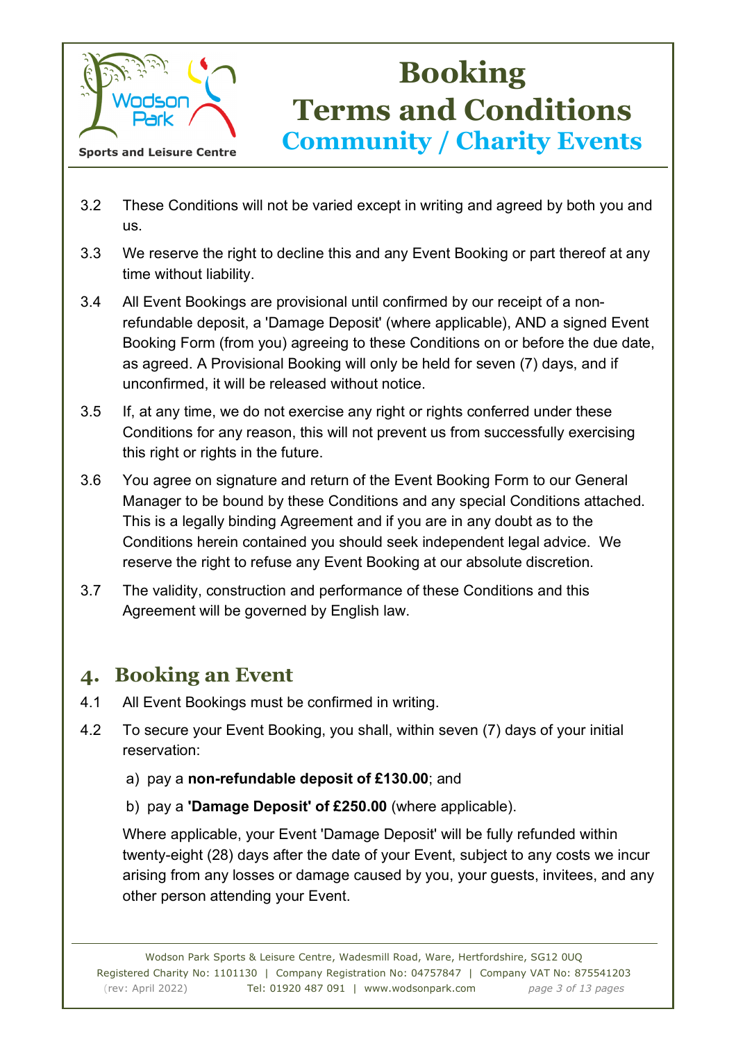3.2 These Conditions will not be varied except in writing and agreed by both you and us.

3.3 We reserve the right to decline this and any Event Booking or part thereof at any time without liability.

3.4 All Event Bookings are provisional until confirmed by our receipt of a non-refundable deposit, a 'Damage Deposit' (where applicable), AND a signed Event Booking Form (from you) agreeing to these Conditions on or before the due date, as agreed. A Provisional Booking will only be held for seven (7) days, and if unconfirmed, it will be released without notice.

3.5 If, at any time, we do not exercise any right or rights conferred under these Conditions for any reason, this will not prevent us from successfully exercising this right or rights in the future.

3.6 You agree on signature and return of the Event Booking Form to our General Manager to be bound by these Conditions and any special Conditions attached. This is a legally binding Agreement and if you are in any doubt as to the Conditions herein contained you should seek independent legal advice. We reserve the right to refuse any Event Booking at our absolute discretion.

3.7 The validity, construction and performance of these Conditions and this Agreement will be governed by English law.

## 4. Booking an Event

4.1 All Event Bookings must be confirmed in writing.

4.2 To secure your Event Booking, you shall, within seven (7) days of your initial reservation:

a) pay a **non-refundable deposit of £130.00**; and

b) pay a **'Damage Deposit' of £250.00** (where applicable).

Where applicable, your Event 'Damage Deposit' will be fully refunded within twenty-eight (28) days after the date of your Event, subject to any costs we incur arising from any losses or damage caused by you, your guests, invitees, and any other person attending your Event.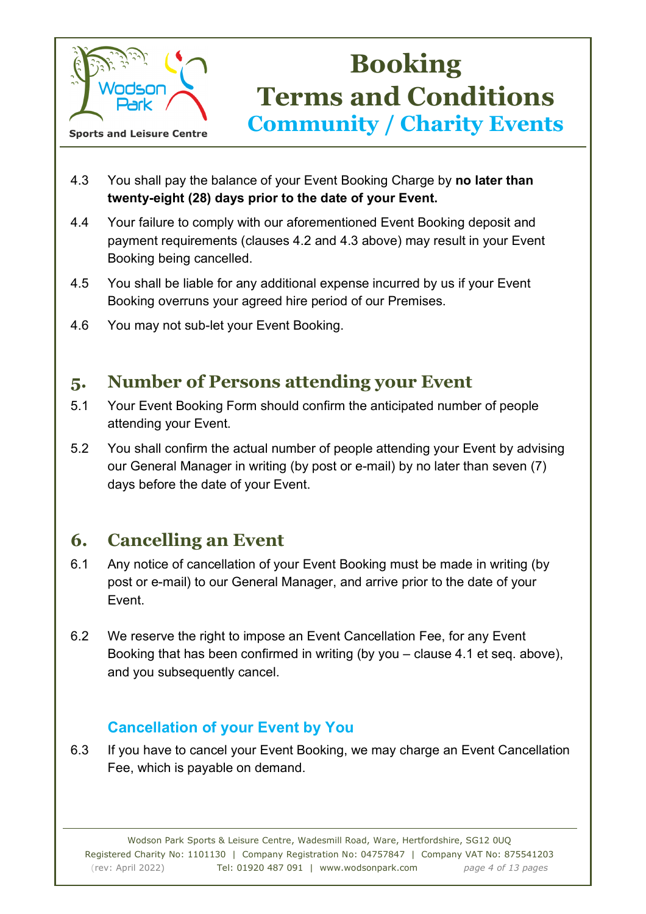4.3 You shall pay the balance of your Event Booking Charge by **no later than twenty-eight (28) days prior to the date of your Event.**

4.4 Your failure to comply with our aforementioned Event Booking deposit and payment requirements (clauses 4.2 and 4.3 above) may result in your Event Booking being cancelled.

4.5 You shall be liable for any additional expense incurred by us if your Event Booking overruns your agreed hire period of our Premises.

4.6 You may not sub-let your Event Booking.

## 5. Number of Persons attending your Event

5.1 Your Event Booking Form should confirm the anticipated number of people attending your Event.

5.2 You shall confirm the actual number of people attending your Event by advising our General Manager in writing (by post or e-mail) by no later than seven (7) days before the date of your Event.

## 6. Cancelling an Event

6.1 Any notice of cancellation of your Event Booking must be made in writing (by post or e-mail) to our General Manager, and arrive prior to the date of your Event.

6.2 We reserve the right to impose an Event Cancellation Fee, for any Event Booking that has been confirmed in writing (by you – clause 4.1 et seq. above), and you subsequently cancel.

### Cancellation of your Event by You

6.3 If you have to cancel your Event Booking, we may charge an Event Cancellation Fee, which is payable on demand.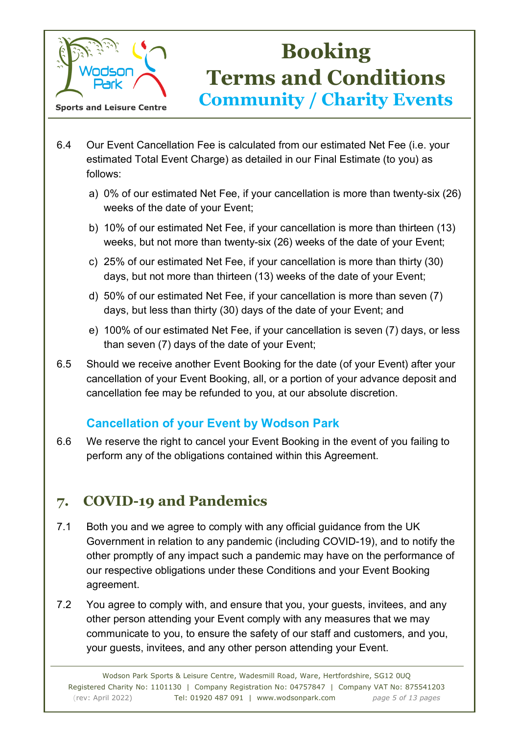6.4 Our Event Cancellation Fee is calculated from our estimated Net Fee (i.e. your estimated Total Event Charge) as detailed in our Final Estimate (to you) as follows:

a) 0% of our estimated Net Fee, if your cancellation is more than twenty-six (26) weeks of the date of your Event;

b) 10% of our estimated Net Fee, if your cancellation is more than thirteen (13) weeks, but not more than twenty-six (26) weeks of the date of your Event;

c) 25% of our estimated Net Fee, if your cancellation is more than thirty (30) days, but not more than thirteen (13) weeks of the date of your Event;

d) 50% of our estimated Net Fee, if your cancellation is more than seven (7) days, but less than thirty (30) days of the date of your Event; and

e) 100% of our estimated Net Fee, if your cancellation is seven (7) days, or less than seven (7) days of the date of your Event;

6.5 Should we receive another Event Booking for the date (of your Event) after your cancellation of your Event Booking, all, or a portion of your advance deposit and cancellation fee may be refunded to you, at our absolute discretion.

### Cancellation of your Event by Wodson Park

6.6 We reserve the right to cancel your Event Booking in the event of you failing to perform any of the obligations contained within this Agreement.

## 7. COVID-19 and Pandemics

7.1 Both you and we agree to comply with any official guidance from the UK Government in relation to any pandemic (including COVID-19), and to notify the other promptly of any impact such a pandemic may have on the performance of our respective obligations under these Conditions and your Event Booking agreement.

7.2 You agree to comply with, and ensure that you, your guests, invitees, and any other person attending your Event comply with any measures that we may communicate to you, to ensure the safety of our staff and customers, and you, your guests, invitees, and any other person attending your Event.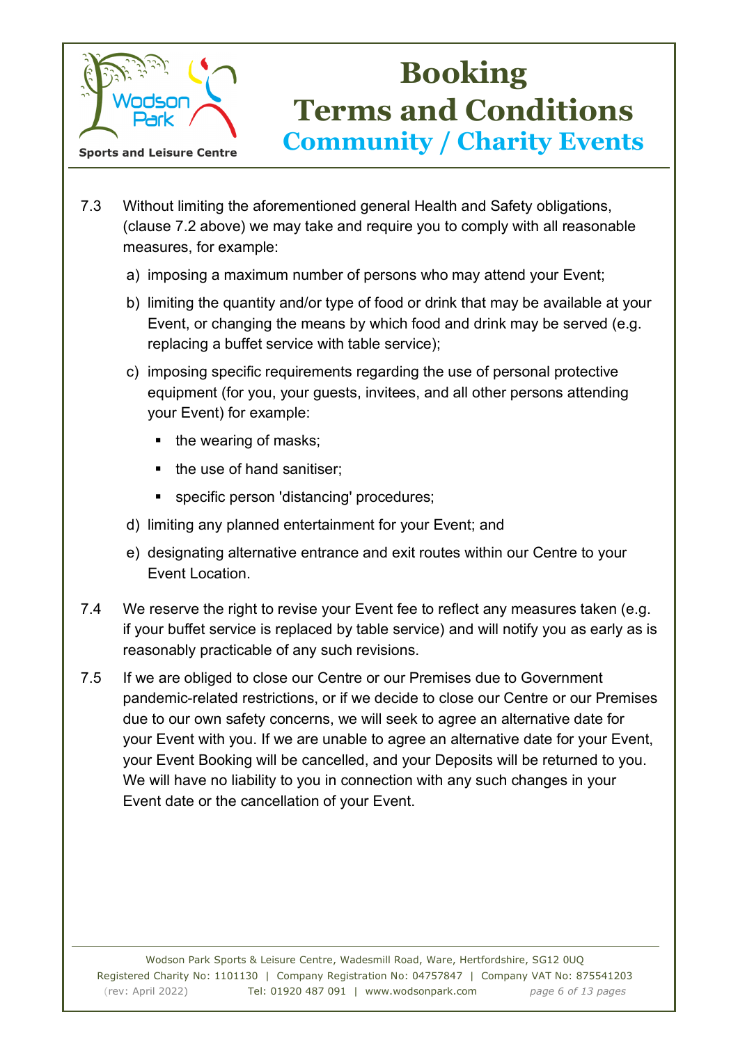7.3 Without limiting the aforementioned general Health and Safety obligations, (clause 7.2 above) we may take and require you to comply with all reasonable measures, for example:

a) imposing a maximum number of persons who may attend your Event;

b) limiting the quantity and/or type of food or drink that may be available at your Event, or changing the means by which food and drink may be served (e.g. replacing a buffet service with table service);

c) imposing specific requirements regarding the use of personal protective equipment (for you, your guests, invitees, and all other persons attending your Event) for example:

- the wearing of masks;
- the use of hand sanitiser;
- specific person 'distancing' procedures;

d) limiting any planned entertainment for your Event; and

e) designating alternative entrance and exit routes within our Centre to your Event Location.

7.4 We reserve the right to revise your Event fee to reflect any measures taken (e.g. if your buffet service is replaced by table service) and will notify you as early as is reasonably practicable of any such revisions.

7.5 If we are obliged to close our Centre or our Premises due to Government pandemic-related restrictions, or if we decide to close our Centre or our Premises due to our own safety concerns, we will seek to agree an alternative date for your Event with you. If we are unable to agree an alternative date for your Event, your Event Booking will be cancelled, and your Deposits will be returned to you. We will have no liability to you in connection with any such changes in your Event date or the cancellation of your Event.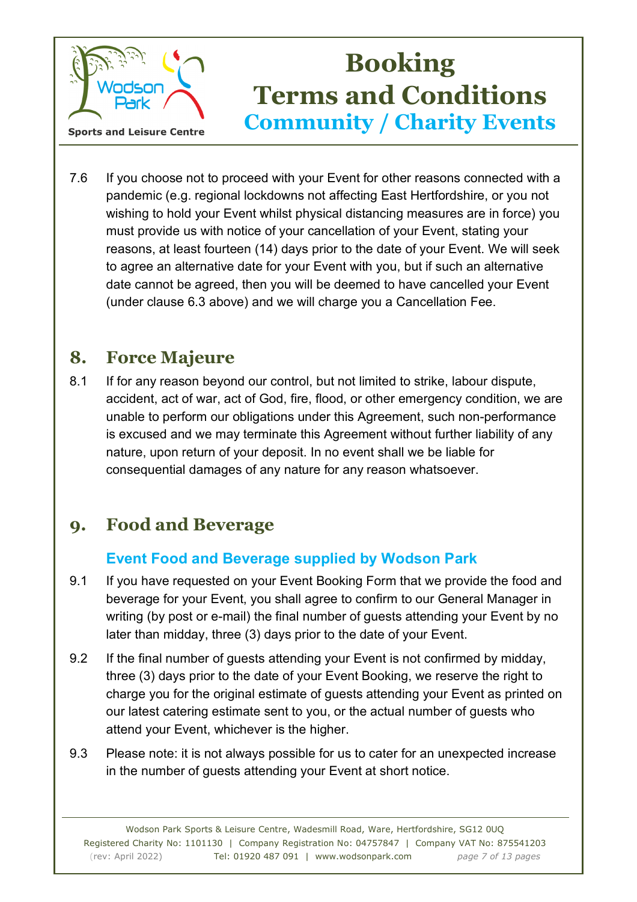7.6 If you choose not to proceed with your Event for other reasons connected with a pandemic (e.g. regional lockdowns not affecting East Hertfordshire, or you not wishing to hold your Event whilst physical distancing measures are in force) you must provide us with notice of your cancellation of your Event, stating your reasons, at least fourteen (14) days prior to the date of your Event. We will seek to agree an alternative date for your Event with you, but if such an alternative date cannot be agreed, then you will be deemed to have cancelled your Event (under clause 6.3 above) and we will charge you a Cancellation Fee.

## 8. Force Majeure

8.1 If for any reason beyond our control, but not limited to strike, labour dispute, accident, act of war, act of God, fire, flood, or other emergency condition, we are unable to perform our obligations under this Agreement, such non-performance is excused and we may terminate this Agreement without further liability of any nature, upon return of your deposit. In no event shall we be liable for consequential damages of any nature for any reason whatsoever.

## 9. Food and Beverage

### Event Food and Beverage supplied by Wodson Park

9.1 If you have requested on your Event Booking Form that we provide the food and beverage for your Event, you shall agree to confirm to our General Manager in writing (by post or e-mail) the final number of guests attending your Event by no later than midday, three (3) days prior to the date of your Event.

9.2 If the final number of guests attending your Event is not confirmed by midday, three (3) days prior to the date of your Event Booking, we reserve the right to charge you for the original estimate of guests attending your Event as printed on our latest catering estimate sent to you, or the actual number of guests who attend your Event, whichever is the higher.

9.3 Please note: it is not always possible for us to cater for an unexpected increase in the number of guests attending your Event at short notice.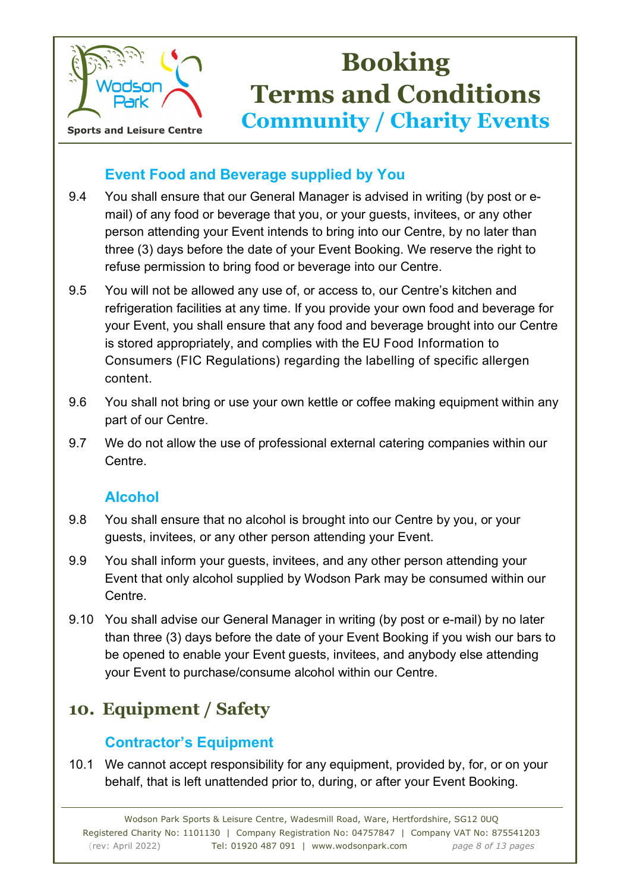### Event Food and Beverage supplied by You

9.4 You shall ensure that our General Manager is advised in writing (by post or e-mail) of any food or beverage that you, or your guests, invitees, or any other person attending your Event intends to bring into our Centre, by no later than three (3) days before the date of your Event Booking. We reserve the right to refuse permission to bring food or beverage into our Centre.

9.5 You will not be allowed any use of, or access to, our Centre's kitchen and refrigeration facilities at any time. If you provide your own food and beverage for your Event, you shall ensure that any food and beverage brought into our Centre is stored appropriately, and complies with the EU Food Information to Consumers (FIC Regulations) regarding the labelling of specific allergen content.

9.6 You shall not bring or use your own kettle or coffee making equipment within any part of our Centre.

9.7 We do not allow the use of professional external catering companies within our Centre.

### Alcohol

9.8 You shall ensure that no alcohol is brought into our Centre by you, or your guests, invitees, or any other person attending your Event.

9.9 You shall inform your guests, invitees, and any other person attending your Event that only alcohol supplied by Wodson Park may be consumed within our Centre.

9.10 You shall advise our General Manager in writing (by post or e-mail) by no later than three (3) days before the date of your Event Booking if you wish our bars to be opened to enable your Event guests, invitees, and anybody else attending your Event to purchase/consume alcohol within our Centre.

## 10. Equipment / Safety

### Contractor's Equipment

10.1 We cannot accept responsibility for any equipment, provided by, for, or on your behalf, that is left unattended prior to, during, or after your Event Booking.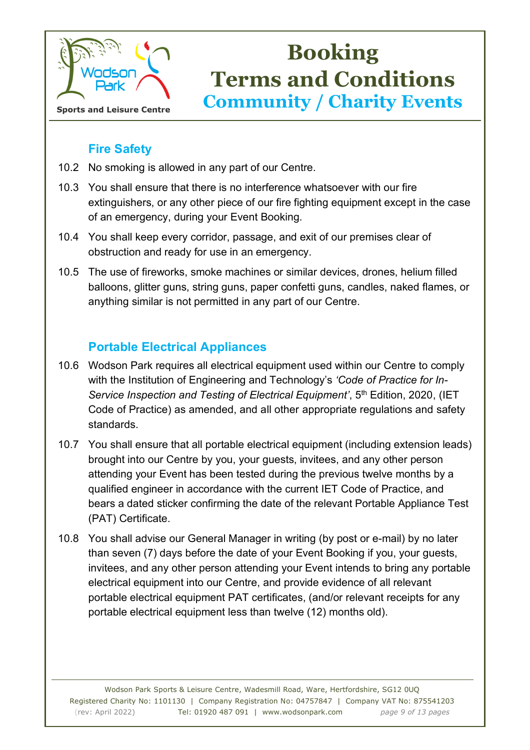### Fire Safety

10.2 No smoking is allowed in any part of our Centre.

10.3 You shall ensure that there is no interference whatsoever with our fire extinguishers, or any other piece of our fire fighting equipment except in the case of an emergency, during your Event Booking.

10.4 You shall keep every corridor, passage, and exit of our premises clear of obstruction and ready for use in an emergency.

10.5 The use of fireworks, smoke machines or similar devices, drones, helium filled balloons, glitter guns, string guns, paper confetti guns, candles, naked flames, or anything similar is not permitted in any part of our Centre.

### Portable Electrical Appliances

10.6 Wodson Park requires all electrical equipment used within our Centre to comply with the Institution of Engineering and Technology's *'Code of Practice for In-Service Inspection and Testing of Electrical Equipment'*, 5th Edition, 2020, (IET Code of Practice) as amended, and all other appropriate regulations and safety standards.

10.7 You shall ensure that all portable electrical equipment (including extension leads) brought into our Centre by you, your guests, invitees, and any other person attending your Event has been tested during the previous twelve months by a qualified engineer in accordance with the current IET Code of Practice, and bears a dated sticker confirming the date of the relevant Portable Appliance Test (PAT) Certificate.

10.8 You shall advise our General Manager in writing (by post or e-mail) by no later than seven (7) days before the date of your Event Booking if you, your guests, invitees, and any other person attending your Event intends to bring any portable electrical equipment into our Centre, and provide evidence of all relevant portable electrical equipment PAT certificates, (and/or relevant receipts for any portable electrical equipment less than twelve (12) months old).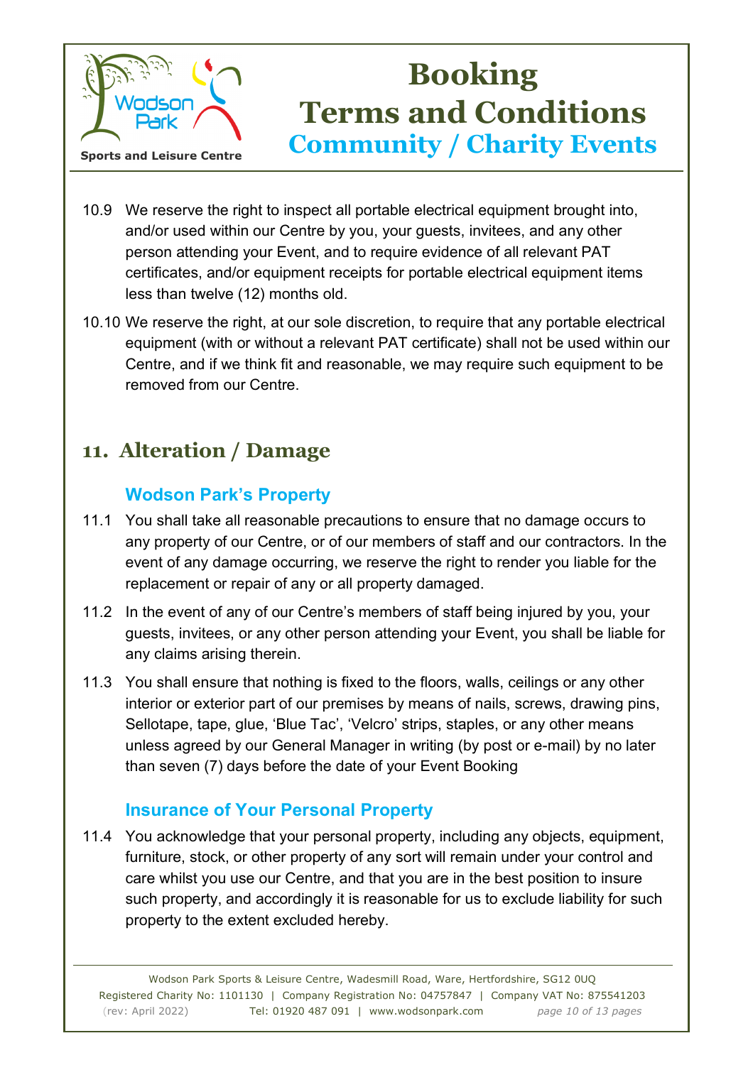10.9 We reserve the right to inspect all portable electrical equipment brought into, and/or used within our Centre by you, your guests, invitees, and any other person attending your Event, and to require evidence of all relevant PAT certificates, and/or equipment receipts for portable electrical equipment items less than twelve (12) months old.

10.10 We reserve the right, at our sole discretion, to require that any portable electrical equipment (with or without a relevant PAT certificate) shall not be used within our Centre, and if we think fit and reasonable, we may require such equipment to be removed from our Centre.

## 11. Alteration / Damage

### Wodson Park's Property

11.1 You shall take all reasonable precautions to ensure that no damage occurs to any property of our Centre, or of our members of staff and our contractors. In the event of any damage occurring, we reserve the right to render you liable for the replacement or repair of any or all property damaged.

11.2 In the event of any of our Centre's members of staff being injured by you, your guests, invitees, or any other person attending your Event, you shall be liable for any claims arising therein.

11.3 You shall ensure that nothing is fixed to the floors, walls, ceilings or any other interior or exterior part of our premises by means of nails, screws, drawing pins, Sellotape, tape, glue, 'Blue Tac', 'Velcro' strips, staples, or any other means unless agreed by our General Manager in writing (by post or e-mail) by no later than seven (7) days before the date of your Event Booking

### Insurance of Your Personal Property

11.4 You acknowledge that your personal property, including any objects, equipment, furniture, stock, or other property of any sort will remain under your control and care whilst you use our Centre, and that you are in the best position to insure such property, and accordingly it is reasonable for us to exclude liability for such property to the extent excluded hereby.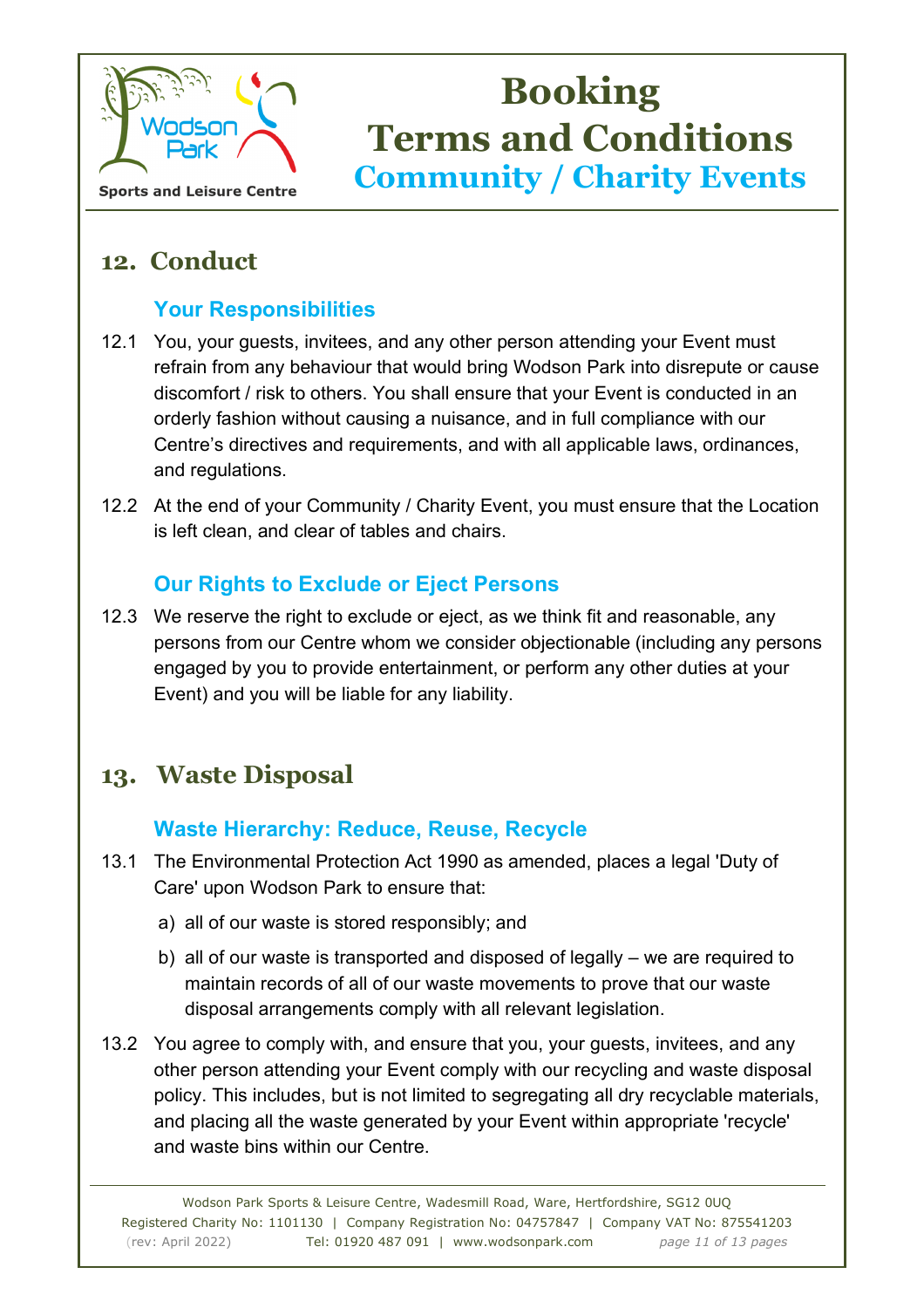## 12. Conduct

### Your Responsibilities

12.1 You, your guests, invitees, and any other person attending your Event must refrain from any behaviour that would bring Wodson Park into disrepute or cause discomfort / risk to others. You shall ensure that your Event is conducted in an orderly fashion without causing a nuisance, and in full compliance with our Centre's directives and requirements, and with all applicable laws, ordinances, and regulations.

12.2 At the end of your Community / Charity Event, you must ensure that the Location is left clean, and clear of tables and chairs.

### Our Rights to Exclude or Eject Persons

12.3 We reserve the right to exclude or eject, as we think fit and reasonable, any persons from our Centre whom we consider objectionable (including any persons engaged by you to provide entertainment, or perform any other duties at your Event) and you will be liable for any liability.

## 13. Waste Disposal

### Waste Hierarchy: Reduce, Reuse, Recycle

13.1 The Environmental Protection Act 1990 as amended, places a legal 'Duty of Care' upon Wodson Park to ensure that:

a) all of our waste is stored responsibly; and

b) all of our waste is transported and disposed of legally – we are required to maintain records of all of our waste movements to prove that our waste disposal arrangements comply with all relevant legislation.

13.2 You agree to comply with, and ensure that you, your guests, invitees, and any other person attending your Event comply with our recycling and waste disposal policy. This includes, but is not limited to segregating all dry recyclable materials, and placing all the waste generated by your Event within appropriate 'recycle' and waste bins within our Centre.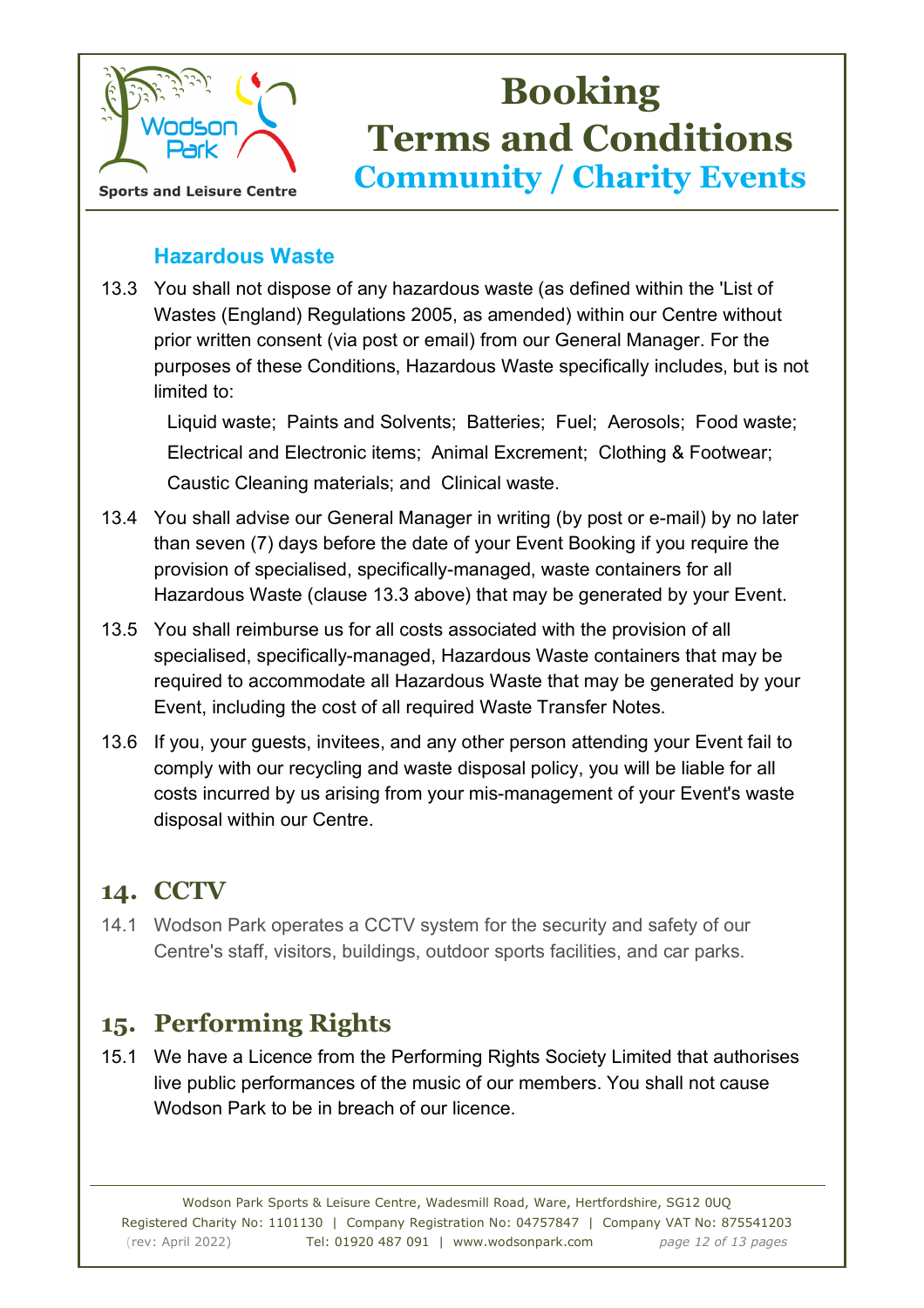### Hazardous Waste

13.3 You shall not dispose of any hazardous waste (as defined within the 'List of Wastes (England) Regulations 2005, as amended) within our Centre without prior written consent (via post or email) from our General Manager. For the purposes of these Conditions, Hazardous Waste specifically includes, but is not limited to:

Liquid waste; Paints and Solvents; Batteries; Fuel; Aerosols; Food waste; Electrical and Electronic items; Animal Excrement; Clothing & Footwear; Caustic Cleaning materials; and Clinical waste.

13.4 You shall advise our General Manager in writing (by post or e-mail) by no later than seven (7) days before the date of your Event Booking if you require the provision of specialised, specifically-managed, waste containers for all Hazardous Waste (clause 13.3 above) that may be generated by your Event.

13.5 You shall reimburse us for all costs associated with the provision of all specialised, specifically-managed, Hazardous Waste containers that may be required to accommodate all Hazardous Waste that may be generated by your Event, including the cost of all required Waste Transfer Notes.

13.6 If you, your guests, invitees, and any other person attending your Event fail to comply with our recycling and waste disposal policy, you will be liable for all costs incurred by us arising from your mis-management of your Event's waste disposal within our Centre.

## 14. CCTV

14.1 Wodson Park operates a CCTV system for the security and safety of our Centre's staff, visitors, buildings, outdoor sports facilities, and car parks.

## 15. Performing Rights

15.1 We have a Licence from the Performing Rights Society Limited that authorises live public performances of the music of our members. You shall not cause Wodson Park to be in breach of our licence.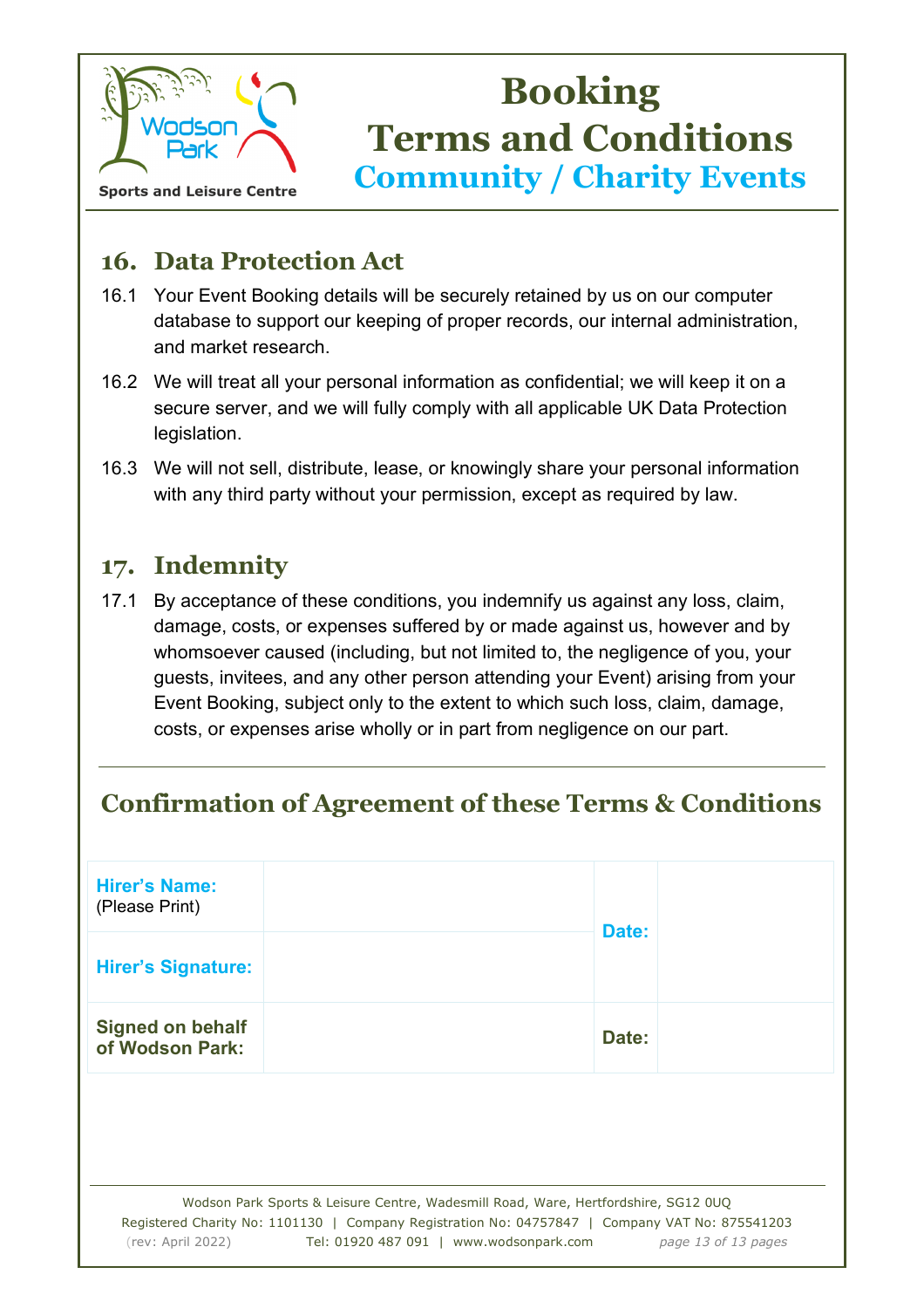## 16. Data Protection Act

16.1 Your Event Booking details will be securely retained by us on our computer database to support our keeping of proper records, our internal administration, and market research.

16.2 We will treat all your personal information as confidential; we will keep it on a secure server, and we will fully comply with all applicable UK Data Protection legislation.

16.3 We will not sell, distribute, lease, or knowingly share your personal information with any third party without your permission, except as required by law.

## 17. Indemnity

17.1 By acceptance of these conditions, you indemnify us against any loss, claim, damage, costs, or expenses suffered by or made against us, however and by whomsoever caused (including, but not limited to, the negligence of you, your guests, invitees, and any other person attending your Event) arising from your Event Booking, subject only to the extent to which such loss, claim, damage, costs, or expenses arise wholly or in part from negligence on our part.

---

## Confirmation of Agreement of these Terms & Conditions

| | | | |
|---|---|---|---|
| **Hirer's Name:** (Please Print) | | **Date:** | |
| **Hirer's Signature:** | | | |
| **Signed on behalf of Wodson Park:** | | **Date:** | |

Wodson Park Sports & Leisure Centre, Wadesmill Road, Ware, Hertfordshire, SG12 0UQ
Registered Charity No: 1101130 | Company Registration No: 04757847 | Company VAT No: 875541203
(rev: April 2022) Tel: 01920 487 091 | www.wodsonpark.com